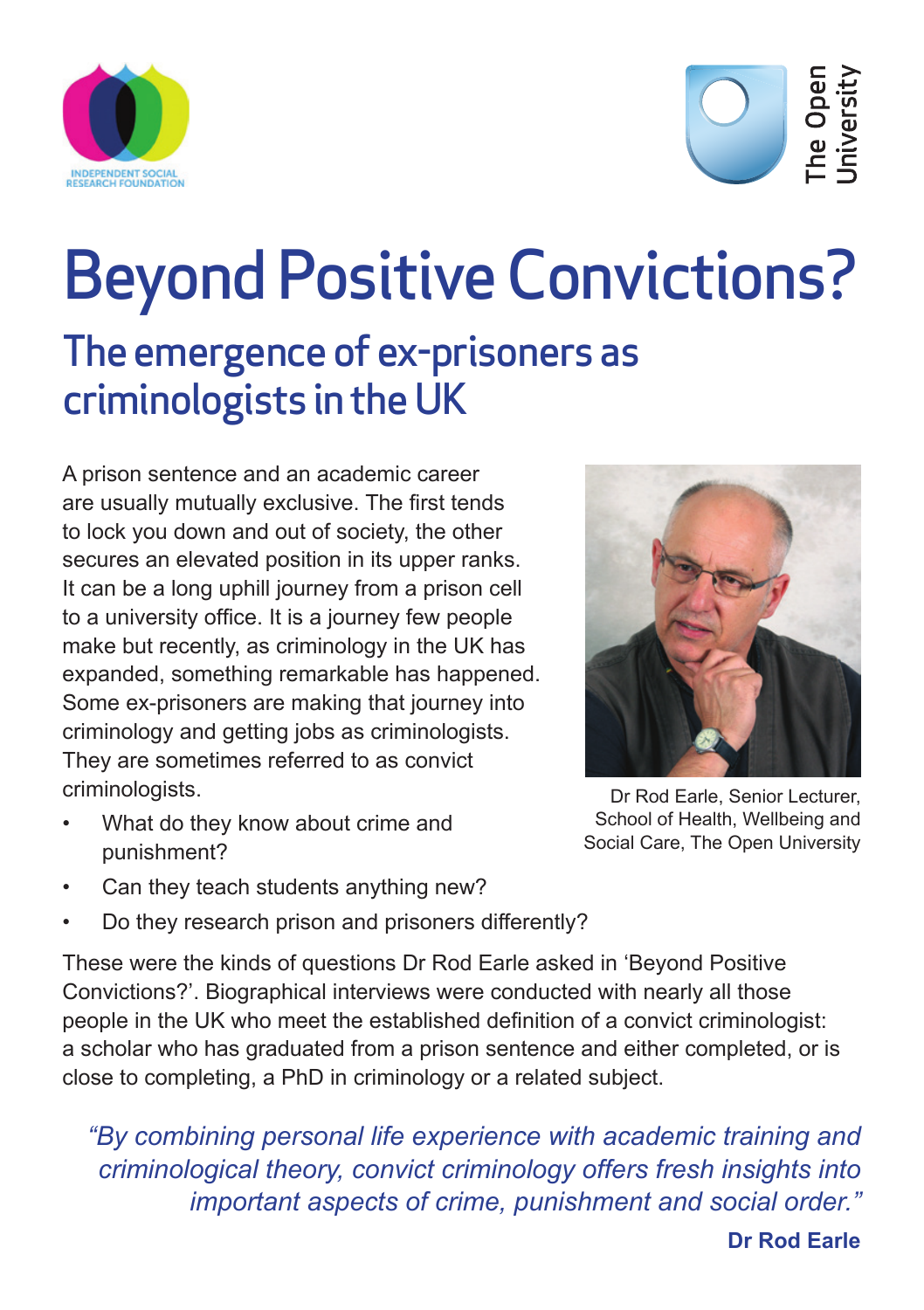INDEPENDENT SOCIAL RESEARCH FOUNDATION

The Open University

# Beyond Positive Convictions?

## The emergence of ex-prisoners as criminologists in the UK

A prison sentence and an academic career are usually mutually exclusive. The first tends to lock you down and out of society, the other secures an elevated position in its upper ranks. It can be a long uphill journey from a prison cell to a university office. It is a journey few people make but recently, as criminology in the UK has expanded, something remarkable has happened. Some ex-prisoners are making that journey into criminology and getting jobs as criminologists. They are sometimes referred to as convict criminologists.

- What do they know about crime and punishment?
- Can they teach students anything new?
- Do they research prison and prisoners differently?

Dr Rod Earle, Senior Lecturer, School of Health, Wellbeing and Social Care, The Open University

These were the kinds of questions Dr Rod Earle asked in 'Beyond Positive Convictions?'. Biographical interviews were conducted with nearly all those people in the UK who meet the established definition of a convict criminologist: a scholar who has graduated from a prison sentence and either completed, or is close to completing, a PhD in criminology or a related subject.

*"By combining personal life experience with academic training and criminological theory, convict criminology offers fresh insights into important aspects of crime, punishment and social order."*

**Dr Rod Earle**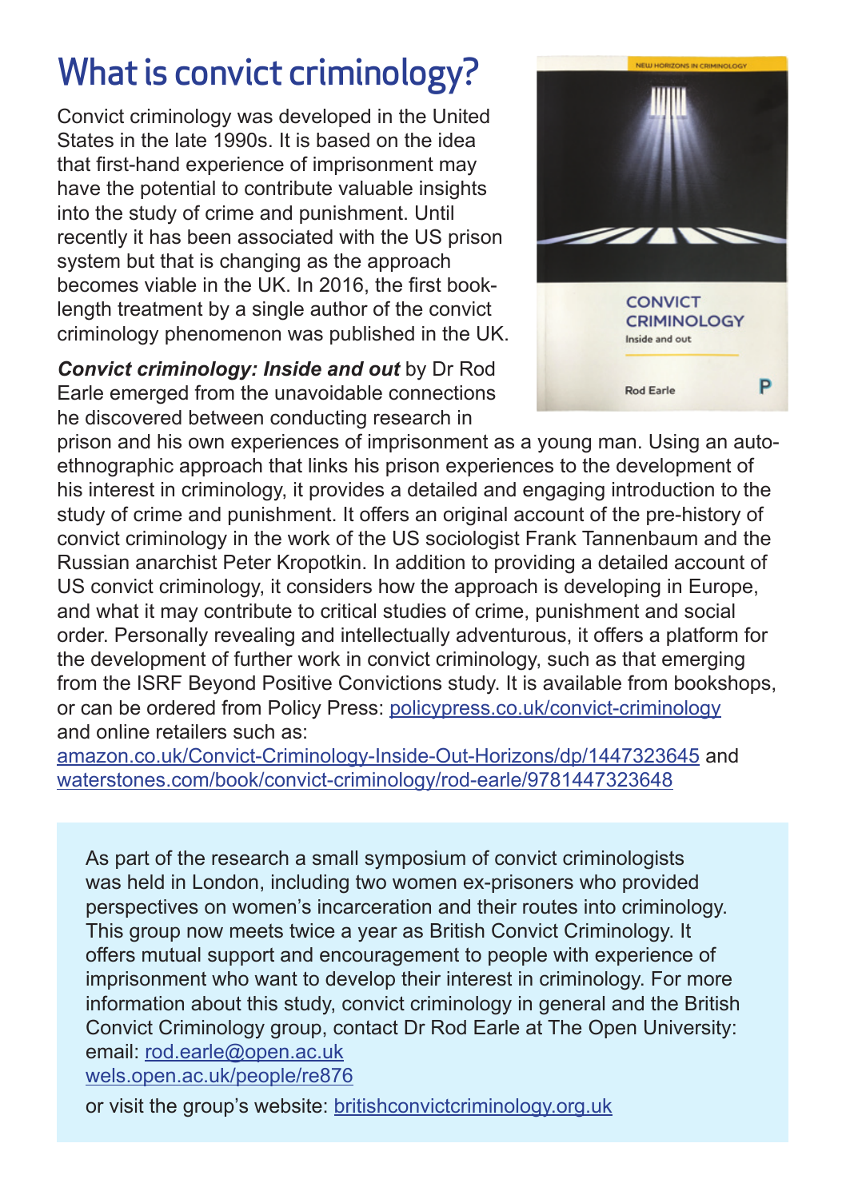# What is convict criminology?

Convict criminology was developed in the United States in the late 1990s. It is based on the idea that first-hand experience of imprisonment may have the potential to contribute valuable insights into the study of crime and punishment. Until recently it has been associated with the US prison system but that is changing as the approach becomes viable in the UK. In 2016, the first book-length treatment by a single author of the convict criminology phenomenon was published in the UK.

***Convict criminology: Inside and out*** by Dr Rod Earle emerged from the unavoidable connections he discovered between conducting research in prison and his own experiences of imprisonment as a young man. Using an auto-ethnographic approach that links his prison experiences to the development of his interest in criminology, it provides a detailed and engaging introduction to the study of crime and punishment. It offers an original account of the pre-history of convict criminology in the work of the US sociologist Frank Tannenbaum and the Russian anarchist Peter Kropotkin. In addition to providing a detailed account of US convict criminology, it considers how the approach is developing in Europe, and what it may contribute to critical studies of crime, punishment and social order. Personally revealing and intellectually adventurous, it offers a platform for the development of further work in convict criminology, such as that emerging from the ISRF Beyond Positive Convictions study. It is available from bookshops, or can be ordered from Policy Press: policypress.co.uk/convict-criminology and online retailers such as:
amazon.co.uk/Convict-Criminology-Inside-Out-Horizons/dp/1447323645 and
waterstones.com/book/convict-criminology/rod-earle/9781447323648

As part of the research a small symposium of convict criminologists was held in London, including two women ex-prisoners who provided perspectives on women's incarceration and their routes into criminology. This group now meets twice a year as British Convict Criminology. It offers mutual support and encouragement to people with experience of imprisonment who want to develop their interest in criminology. For more information about this study, convict criminology in general and the British Convict Criminology group, contact Dr Rod Earle at The Open University:
email: rod.earle@open.ac.uk
wels.open.ac.uk/people/re876

or visit the group's website: britishconvictcriminology.org.uk